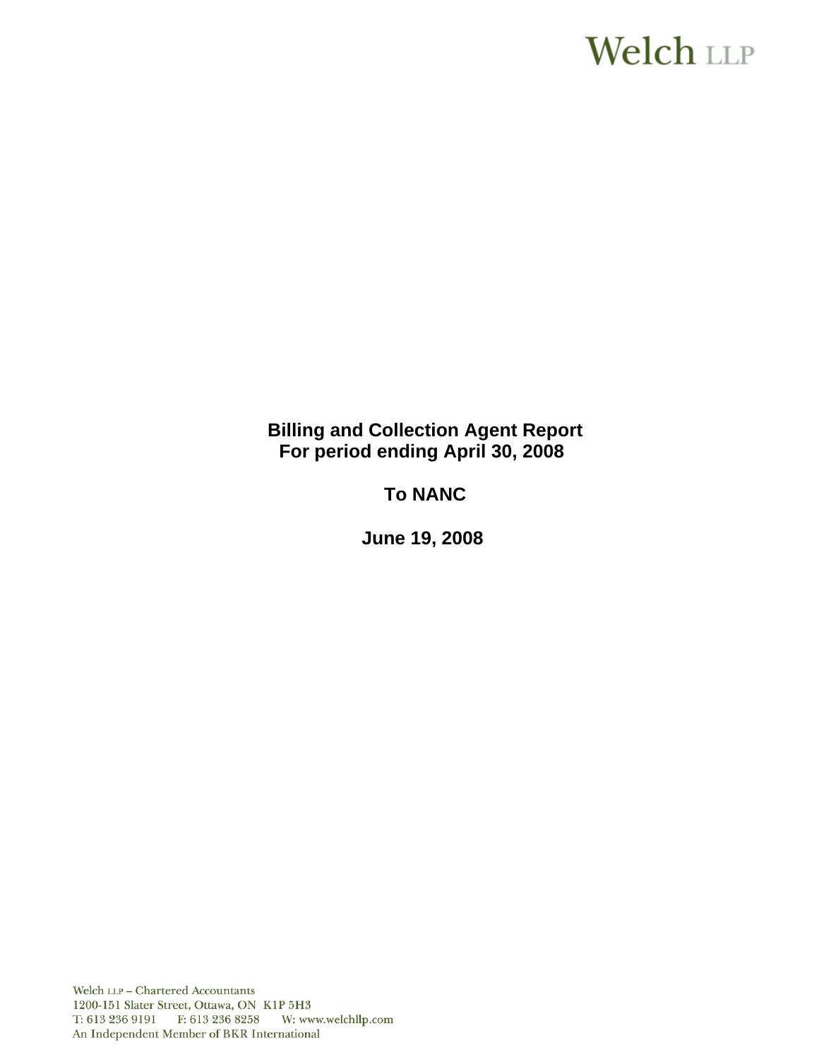Welch LLP

**Billing and Collection Agent Report**
**For period ending April 30, 2008**

**To NANC**

**June 19, 2008**

Welch LLP – Chartered Accountants
1200-151 Slater Street, Ottawa, ON K1P 5H3
T: 613 236 9191 F: 613 236 8258 W: www.welchllp.com
An Independent Member of BKR International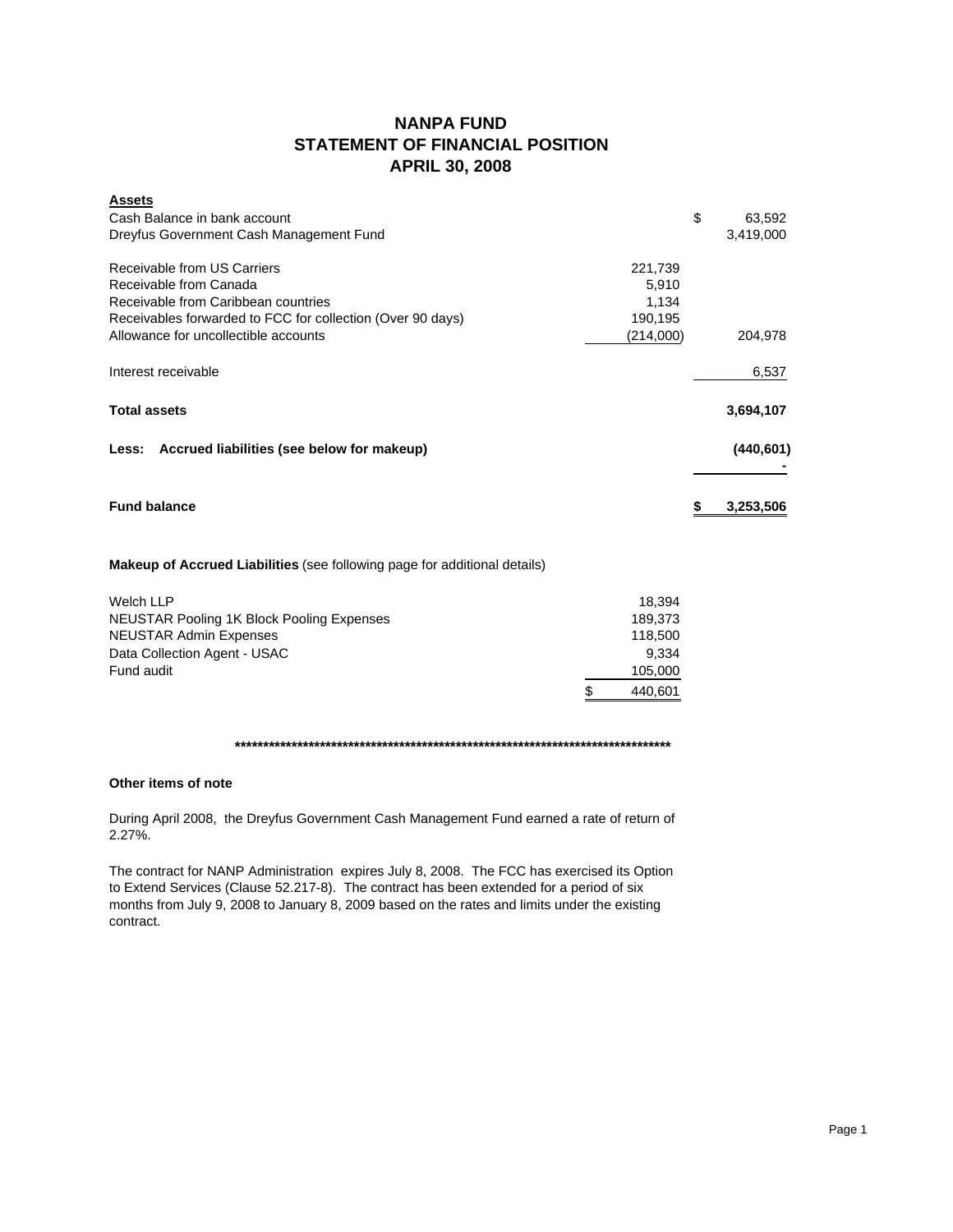# NANPA FUND
## STATEMENT OF FINANCIAL POSITION
## APRIL 30, 2008

| | | |
|---|---|---|
| **Assets** | | |
| Cash Balance in bank account | | $ 63,592 |
| Dreyfus Government Cash Management Fund | | 3,419,000 |
| Receivable from US Carriers | 221,739 | |
| Receivable from Canada | 5,910 | |
| Receivable from Caribbean countries | 1,134 | |
| Receivables forwarded to FCC for collection (Over 90 days) | 190,195 | |
| Allowance for uncollectible accounts | (214,000) | 204,978 |
| Interest receivable | | 6,537 |
| **Total assets** | | **3,694,107** |
| **Less: Accrued liabilities (see below for makeup)** | | **(440,601)** |
| | | - |
| **Fund balance** | | **$ 3,253,506** |

**Makeup of Accrued Liabilities** (see following page for additional details)

| | |
|---|---|
| Welch LLP | 18,394 |
| NEUSTAR Pooling 1K Block Pooling Expenses | 189,373 |
| NEUSTAR Admin Expenses | 118,500 |
| Data Collection Agent - USAC | 9,334 |
| Fund audit | 105,000 |
| | $ 440,601 |

********************************************************************************

**Other items of note**

During April 2008, the Dreyfus Government Cash Management Fund earned a rate of return of 2.27%.

The contract for NANP Administration expires July 8, 2008. The FCC has exercised its Option to Extend Services (Clause 52.217-8). The contract has been extended for a period of six months from July 9, 2008 to January 8, 2009 based on the rates and limits under the existing contract.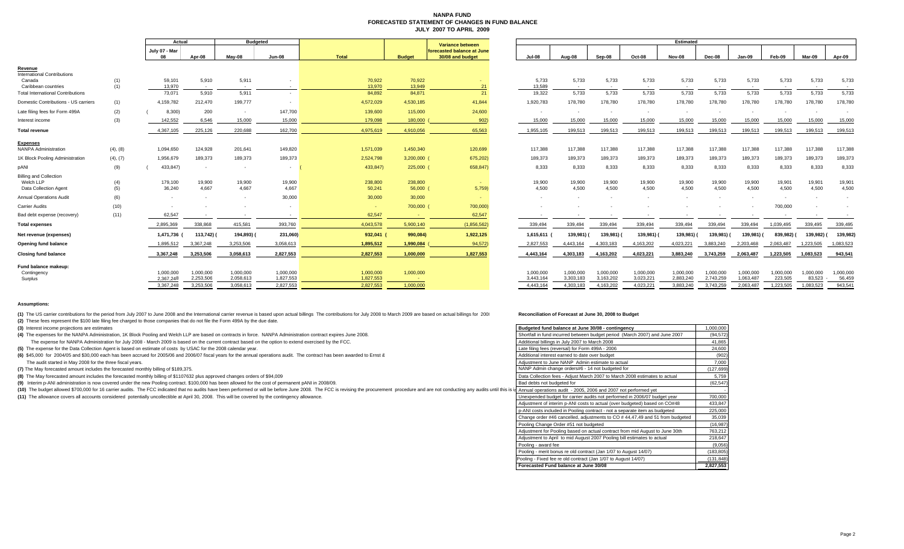# NANPA FUND
## FORECASTED STATEMENT OF CHANGES IN FUND BALANCE
### JULY 2007 TO APRIL 2009

| | | Actual | | Budgeted | | | | Variance between forecasted balance at June 30/08 and budget |
|---|---|---|---|---|---|---|---|---|
| | | July 07 - Mar 08 | Apr-08 | May-08 | Jun-08 | Total | Budget | |
| **Revenue** | | | | | | | | |
| International Contributions | | | | | | | | |
| Canada | (1) | 59,101 | 5,910 | 5,911 | - | 70,922 | 70,922 | - |
| Caribbean countries | (1) | 13,970 | - | - | - | 13,970 | 13,949 | 21 |
| Total International Contributions | | 73,071 | 5,910 | 5,911 | - | 84,892 | 84,871 | 21 |
| Domestic Contributions - US carriers | (1) | 4,159,782 | 212,470 | 199,777 | - | 4,572,029 | 4,530,185 | 41,844 |
| Late filing fees for Form 499A | (2) | (8,300) | 200 | - | 147,700 | 139,600 | 115,000 | 24,600 |
| Interest income | (3) | 142,552 | 6,546 | 15,000 | 15,000 | 179,098 | 180,000 | (902) |
| **Total revenue** | | 4,367,105 | 225,126 | 220,688 | 162,700 | 4,975,619 | 4,910,056 | 65,563 |
| **Expenses** | | | | | | | | |
| NANPA Administration | (4), (8) | 1,094,650 | 124,928 | 201,641 | 149,820 | 1,571,039 | 1,450,340 | 120,699 |
| 1K Block Pooling Administration | (4), (7) | 1,956,679 | 189,373 | 189,373 | 189,373 | 2,524,798 | 3,200,000 | (675,202) |
| pANI | (9) | (433,847) | - | - | - | (433,847) | 225,000 | (658,847) |
| Billing and Collection | | | | | | | | |
| Welch LLP | (4) | 179,100 | 19,900 | 19,900 | 19,900 | 238,800 | 238,800 | - |
| Data Collection Agent | (5) | 36,240 | 4,667 | 4,667 | 4,667 | 50,241 | 56,000 | (5,759) |
| Annual Operations Audit | (6) | - | - | - | 30,000 | 30,000 | 30,000 | - |
| Carrier Audits | (10) | - | - | - | - | - | 700,000 | (700,000) |
| Bad debt expense (recovery) | (11) | 62,547 | - | - | - | 62,547 | - | 62,547 |
| **Total expenses** | | 2,895,369 | 338,868 | 415,581 | 393,760 | 4,043,578 | 5,900,140 | (1,856,562) |
| **Net revenue (expenses)** | | 1,471,736 | (113,742) | (194,893) | (231,060) | 932,041 | (990,084) | 1,922,125 |
| **Opening fund balance** | | 1,895,512 | 3,367,248 | 3,253,506 | 3,058,613 | 1,895,512 | 1,990,084 | (94,572) |
| **Closing fund balance** | | 3,367,248 | 3,253,506 | 3,058,613 | 2,827,553 | 2,827,553 | 1,000,000 | 1,827,553 |
| **Fund balance makeup:** | | | | | | | | |
| Contingency | | 1,000,000 | 1,000,000 | 1,000,000 | 1,000,000 | 1,000,000 | 1,000,000 | |
| Surplus | | 2,367,248 | 2,253,506 | 2,058,613 | 1,827,553 | 1,827,553 | - | |
| | | 3,367,248 | 3,253,506 | 3,058,613 | 2,827,553 | 2,827,553 | 1,000,000 | |

| Estimated | Jul-08 | Aug-08 | Sep-08 | Oct-08 | Nov-08 | Dec-08 | Jan-09 | Feb-09 | Mar-09 | Apr-09 |
|---|---|---|---|---|---|---|---|---|---|---|
| **Revenue** | | | | | | | | | | |
| Canada | 5,733 | 5,733 | 5,733 | 5,733 | 5,733 | 5,733 | 5,733 | 5,733 | 5,733 | 5,733 |
| Caribbean countries | 13,589 | - | - | - | - | - | - | - | - | - |
| Total International Contributions | 19,322 | 5,733 | 5,733 | 5,733 | 5,733 | 5,733 | 5,733 | 5,733 | 5,733 | 5,733 |
| Domestic Contributions - US carriers | 1,920,783 | 178,780 | 178,780 | 178,780 | 178,780 | 178,780 | 178,780 | 178,780 | 178,780 | 178,780 |
| Late filing fees for Form 499A | - | - | - | - | - | - | - | - | - | - |
| Interest income | 15,000 | 15,000 | 15,000 | 15,000 | 15,000 | 15,000 | 15,000 | 15,000 | 15,000 | 15,000 |
| **Total revenue** | 1,955,105 | 199,513 | 199,513 | 199,513 | 199,513 | 199,513 | 199,513 | 199,513 | 199,513 | 199,513 |
| **Expenses** | | | | | | | | | | |
| NANPA Administration | 117,388 | 117,388 | 117,388 | 117,388 | 117,388 | 117,388 | 117,388 | 117,388 | 117,388 | 117,388 |
| 1K Block Pooling Administration | 189,373 | 189,373 | 189,373 | 189,373 | 189,373 | 189,373 | 189,373 | 189,373 | 189,373 | 189,373 |
| pANI | 8,333 | 8,333 | 8,333 | 8,333 | 8,333 | 8,333 | 8,333 | 8,333 | 8,333 | 8,333 |
| Welch LLP | 19,900 | 19,900 | 19,900 | 19,900 | 19,900 | 19,900 | 19,900 | 19,901 | 19,901 | 19,901 |
| Data Collection Agent | 4,500 | 4,500 | 4,500 | 4,500 | 4,500 | 4,500 | 4,500 | 4,500 | 4,500 | 4,500 |
| Annual Operations Audit | - | - | - | - | - | - | - | - | - | - |
| Carrier Audits | - | - | - | - | - | - | - | 700,000 | - | - |
| Bad debt expense (recovery) | - | - | - | - | - | - | - | - | - | - |
| **Total expenses** | 339,494 | 339,494 | 339,494 | 339,494 | 339,494 | 339,494 | 339,494 | 1,039,495 | 339,495 | 339,495 |
| **Net revenue (expenses)** | 1,615,611 | (139,981) | (139,981) | (139,981) | (139,981) | (139,981) | (139,981) | (839,982) | (139,982) | (139,982) |
| **Opening fund balance** | 2,827,553 | 4,443,164 | 4,303,183 | 4,163,202 | 4,023,221 | 3,883,240 | 2,203,468 | 2,063,487 | 1,223,505 | 1,083,523 |
| **Closing fund balance** | 4,443,164 | 4,303,183 | 4,163,202 | 4,023,221 | 3,883,240 | 3,743,259 | 2,063,487 | 1,223,505 | 1,083,523 | 943,541 |
| Contingency | 1,000,000 | 1,000,000 | 1,000,000 | 1,000,000 | 1,000,000 | 1,000,000 | 1,000,000 | 1,000,000 | 1,000,000 | 1,000,000 |
| Surplus | 3,443,164 | 3,303,183 | 3,163,202 | 3,023,221 | 2,883,240 | 2,743,259 | 1,063,487 | 223,505 | 83,523 | 56,459 |
| | 4,443,164 | 4,303,183 | 4,163,202 | 4,023,221 | 3,883,240 | 3,743,259 | 2,063,487 | 1,223,505 | 1,083,523 | 943,541 |

**Assumptions:**

(1) The US carrier contributions for the period from July 2007 to June 2008 and the International carrier revenue is based upon actual billings The contributions for July 2008 to March 2009 are based on actual billings for 2008

(2) These fees represent the $100 late filing fee charged to those companies that do not file the Form 499A by the due date.

(3) Interest income projections are estimates

(4) The expenses for the NANPA Administration, 1K Block Pooling and Welch LLP are based on contracts in force. NANPA Administration contract expires June 2008.
The expense for NANPA Administration for July 2008 - March 2009 is based on the current contract based on the option to extend exercised by the FCC.

(5) The expense for the Data Collection Agent is based on estimate of costs by USAC for the 2008 calendar year.

(6) $45,000 for 2004/05 and $30,000 each has been accrued for 2005/06 and 2006/07 fiscal years for the annual operations audit. The contract has been awarded to Ernst &
The audit started in May 2008 for the three fiscal years.

(7) The May forecasted amount includes the forecasted monthly billing of $189,375.

(8) The May forecasted amount includes the forecasted monthly billing of $1107632 plus approved changes orders of $94,009

(9) Interim p-ANI administration is now covered under the new Pooling contract. $100,000 has been allowed for the cost of permanent pANI in 2008/09.

(10) The budget allowed $700,000 for 16 carrier audits. The FCC indicated that no audits have been performed or will be before June 2008. The FCC is revising the procurement procedure and are not conducting any audits until this is i

(11) The allowance covers all accounts considered potentially uncollectible at April 30, 2008. This will be covered by the contingency allowance.

**Reconciliation of Forecast at June 30, 2008 to Budget**

| | |
|---|---|
| Budgeted fund balance at June 30/08 - contingency | 1,000,000 |
| Shortfall in fund incurred between budget period (March 2007) and June 2007 | (94,572) |
| Additional billings in July 2007 to March 2008 | 41,865 |
| Late filing fees (reversal) for Form 499A - 2006 | 24,600 |
| Additional interest earned to date over budget | (902) |
| Adjustment to June NANP Admin estimate to actual | 7,000 |
| NANP Admin change orders#6 - 14 not budgeted for | (127,699) |
| Data Collection fees - Adjust March 2007 to March 2008 estimates to actual | 5,759 |
| Bad debts not budgeted for | (62,547) |
| Annual operations audit - 2005, 2006 and 2007 not performed yet | - |
| Unexpended budget for carrier audits not performed in 2006/07 budget year | 700,000 |
| Adjustment of interim p-ANI costs to actual (over budgeted) based on CO#48 | 433,847 |
| p-ANI costs included in Pooling contract - not a separate item as budgeted | 225,000 |
| Change order #46 cancelled, adjustments to CO # 44,47,49 and 51 from budgeted | 35,039 |
| Pooling Change Order #51 not budgeted | (16,987) |
| Adjustment for Pooling based on actual contract from mid August to June 30th | 763,212 |
| Adjustment to April to mid August 2007 Pooling bill estimates to actual | 218,647 |
| Pooling - award fee | (9,056) |
| Pooling - merit bonus re old contract (Jan 1/07 to August 14/07) | (183,805) |
| Pooling - Fixed fee re old contract (Jan 1/07 to August 14/07) | (131,848) |
| **Forecasted Fund balance at June 30/08** | **2,827,553** |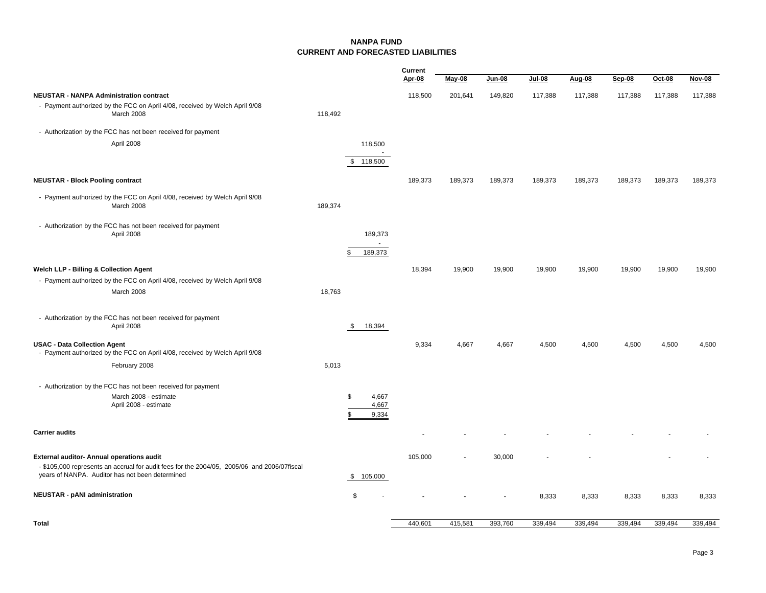# NANPA FUND
## CURRENT AND FORECASTED LIABILITIES

| | | | Current Apr-08 | May-08 | Jun-08 | Jul-08 | Aug-08 | Sep-08 | Oct-08 | Nov-08 |
|---|---|---|---|---|---|---|---|---|---|---|
| **NEUSTAR - NANPA Administration contract** | | | 118,500 | 201,641 | 149,820 | 117,388 | 117,388 | 117,388 | 117,388 | 117,388 |
| - Payment authorized by the FCC on April 4/08, received by Welch April 9/08 | | | | | | | | | | |
| March 2008 | 118,492 | | | | | | | | | |
| - Authorization by the FCC has not been received for payment | | | | | | | | | | |
| April 2008 | | 118,500 | | | | | | | | |
| | | - | | | | | | | | |
| | | $ 118,500 | | | | | | | | |
| **NEUSTAR - Block Pooling contract** | | | 189,373 | 189,373 | 189,373 | 189,373 | 189,373 | 189,373 | 189,373 | 189,373 |
| - Payment authorized by the FCC on April 4/08, received by Welch April 9/08 | | | | | | | | | | |
| March 2008 | 189,374 | | | | | | | | | |
| - Authorization by the FCC has not been received for payment | | | | | | | | | | |
| April 2008 | | 189,373 | | | | | | | | |
| | | - | | | | | | | | |
| | | $ 189,373 | | | | | | | | |
| **Welch LLP - Billing & Collection Agent** | | | 18,394 | 19,900 | 19,900 | 19,900 | 19,900 | 19,900 | 19,900 | 19,900 |
| - Payment authorized by the FCC on April 4/08, received by Welch April 9/08 | | | | | | | | | | |
| March 2008 | 18,763 | | | | | | | | | |
| - Authorization by the FCC has not been received for payment | | | | | | | | | | |
| April 2008 | | $ 18,394 | | | | | | | | |
| **USAC - Data Collection Agent** | | | 9,334 | 4,667 | 4,667 | 4,500 | 4,500 | 4,500 | 4,500 | 4,500 |
| - Payment authorized by the FCC on April 4/08, received by Welch April 9/08 | | | | | | | | | | |
| February 2008 | 5,013 | | | | | | | | | |
| - Authorization by the FCC has not been received for payment | | | | | | | | | | |
| March 2008 - estimate | | $ 4,667 | | | | | | | | |
| April 2008 - estimate | | 4,667 | | | | | | | | |
| | | $ 9,334 | | | | | | | | |
| **Carrier audits** | | | - | - | - | - | - | - | - | - |
| **External auditor- Annual operations audit** | | | 105,000 | - | 30,000 | - | - | | - | - |
| - $105,000 represents an accrual for audit fees for the 2004/05, 2005/06 and 2006/07fiscal years of NANPA. Auditor has not been determined | | $ 105,000 | | | | | | | | |
| **NEUSTAR - pANI administration** | | $ - | - | - | - | 8,333 | 8,333 | 8,333 | 8,333 | 8,333 |
| **Total** | | | 440,601 | 415,581 | 393,760 | 339,494 | 339,494 | 339,494 | 339,494 | 339,494 |